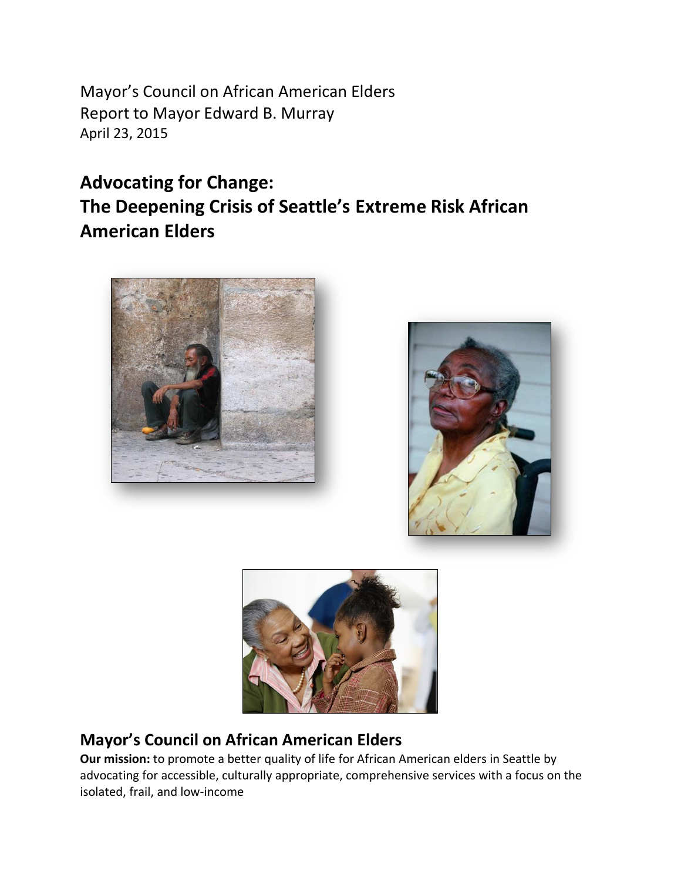Mayor's Council on African American Elders
Report to Mayor Edward B. Murray
April 23, 2015

# Advocating for Change: The Deepening Crisis of Seattle's Extreme Risk African American Elders

## Mayor's Council on African American Elders

**Our mission:** to promote a better quality of life for African American elders in Seattle by advocating for accessible, culturally appropriate, comprehensive services with a focus on the isolated, frail, and low-income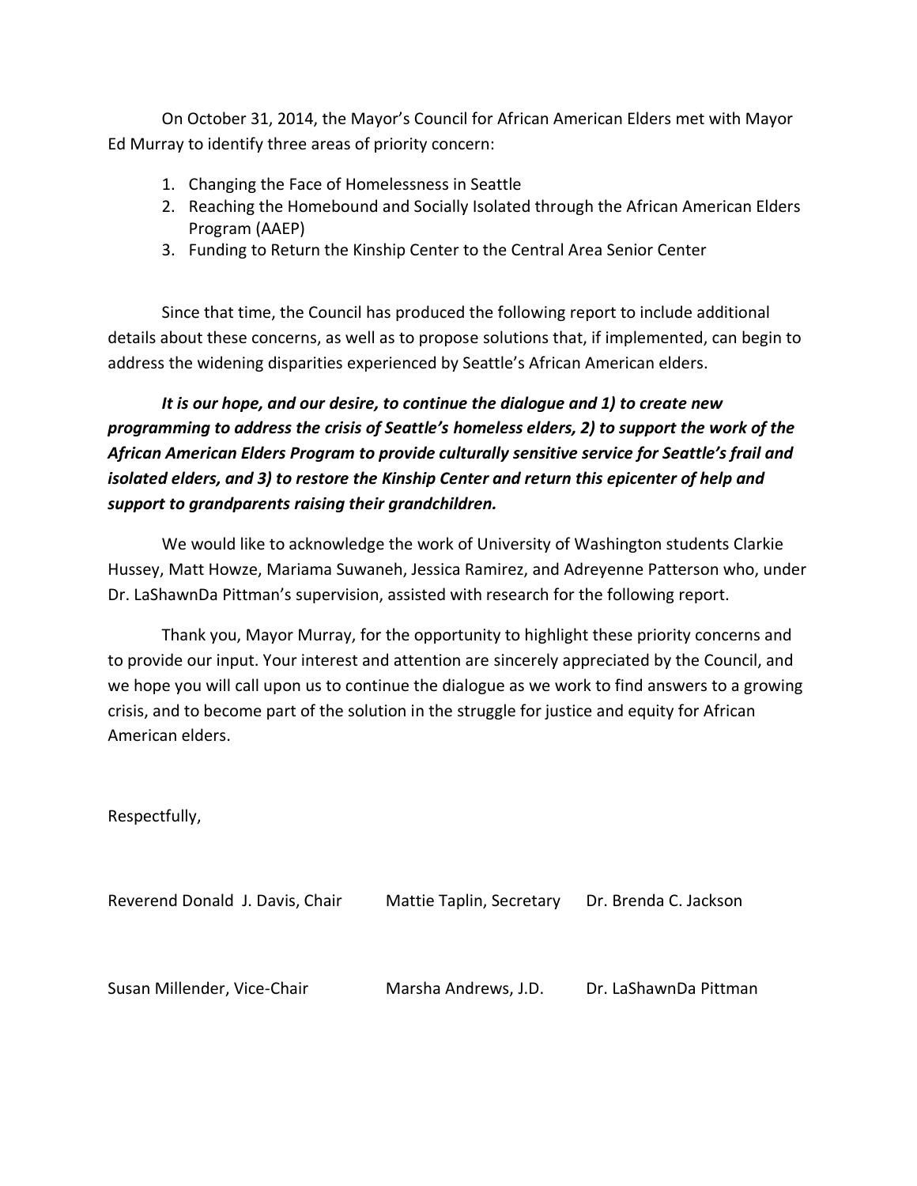On October 31, 2014, the Mayor's Council for African American Elders met with Mayor Ed Murray to identify three areas of priority concern:

1. Changing the Face of Homelessness in Seattle
2. Reaching the Homebound and Socially Isolated through the African American Elders Program (AAEP)
3. Funding to Return the Kinship Center to the Central Area Senior Center

Since that time, the Council has produced the following report to include additional details about these concerns, as well as to propose solutions that, if implemented, can begin to address the widening disparities experienced by Seattle's African American elders.

***It is our hope, and our desire, to continue the dialogue and 1) to create new programming to address the crisis of Seattle's homeless elders, 2) to support the work of the African American Elders Program to provide culturally sensitive service for Seattle's frail and isolated elders, and 3) to restore the Kinship Center and return this epicenter of help and support to grandparents raising their grandchildren.***

We would like to acknowledge the work of University of Washington students Clarkie Hussey, Matt Howze, Mariama Suwaneh, Jessica Ramirez, and Adreyenne Patterson who, under Dr. LaShawnDa Pittman's supervision, assisted with research for the following report.

Thank you, Mayor Murray, for the opportunity to highlight these priority concerns and to provide our input. Your interest and attention are sincerely appreciated by the Council, and we hope you will call upon us to continue the dialogue as we work to find answers to a growing crisis, and to become part of the solution in the struggle for justice and equity for African American elders.

Respectfully,

Reverend Donald J. Davis, Chair

Mattie Taplin, Secretary

Dr. Brenda C. Jackson

Susan Millender, Vice-Chair

Marsha Andrews, J.D.

Dr. LaShawnDa Pittman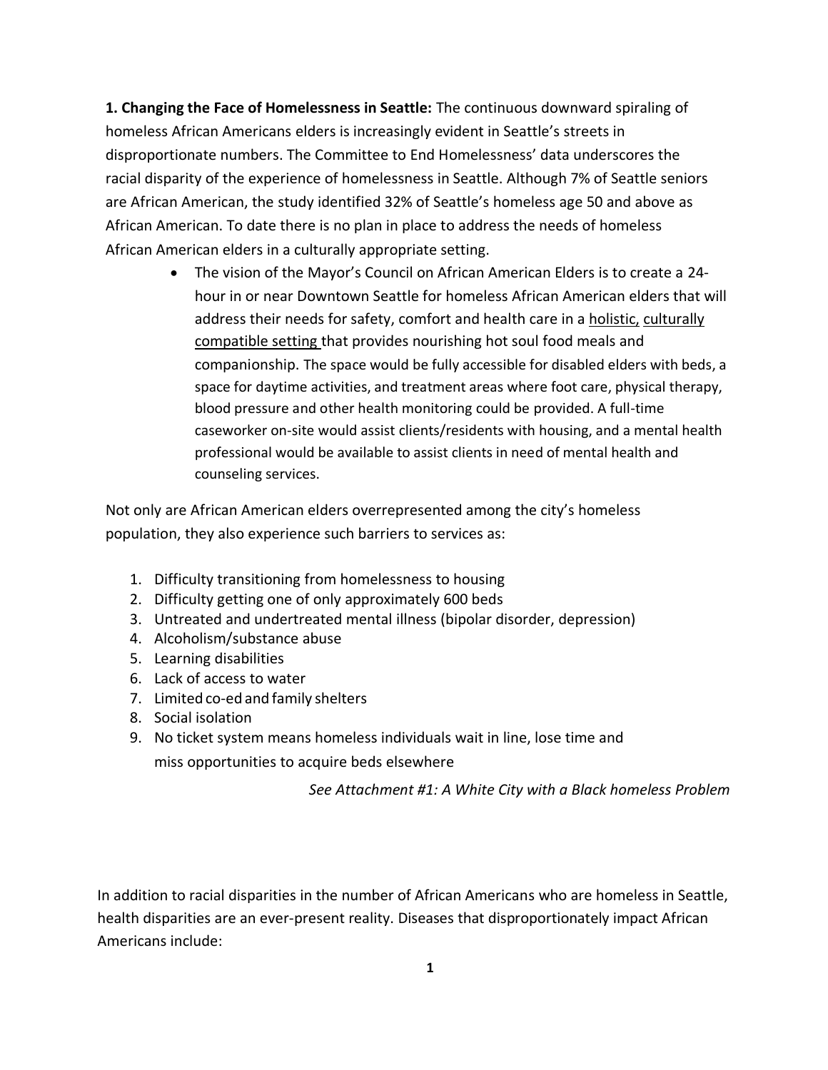**1. Changing the Face of Homelessness in Seattle:** The continuous downward spiraling of homeless African Americans elders is increasingly evident in Seattle's streets in disproportionate numbers. The Committee to End Homelessness' data underscores the racial disparity of the experience of homelessness in Seattle. Although 7% of Seattle seniors are African American, the study identified 32% of Seattle's homeless age 50 and above as African American. To date there is no plan in place to address the needs of homeless African American elders in a culturally appropriate setting.

- The vision of the Mayor's Council on African American Elders is to create a 24-hour in or near Downtown Seattle for homeless African American elders that will address their needs for safety, comfort and health care in a <u>holistic, culturally compatible setting</u> that provides nourishing hot soul food meals and companionship. The space would be fully accessible for disabled elders with beds, a space for daytime activities, and treatment areas where foot care, physical therapy, blood pressure and other health monitoring could be provided. A full-time caseworker on-site would assist clients/residents with housing, and a mental health professional would be available to assist clients in need of mental health and counseling services.

Not only are African American elders overrepresented among the city's homeless population, they also experience such barriers to services as:

1. Difficulty transitioning from homelessness to housing
2. Difficulty getting one of only approximately 600 beds
3. Untreated and undertreated mental illness (bipolar disorder, depression)
4. Alcoholism/substance abuse
5. Learning disabilities
6. Lack of access to water
7. Limited co-ed and family shelters
8. Social isolation
9. No ticket system means homeless individuals wait in line, lose time and miss opportunities to acquire beds elsewhere

*See Attachment #1: A White City with a Black homeless Problem*

In addition to racial disparities in the number of African Americans who are homeless in Seattle, health disparities are an ever-present reality. Diseases that disproportionately impact African Americans include: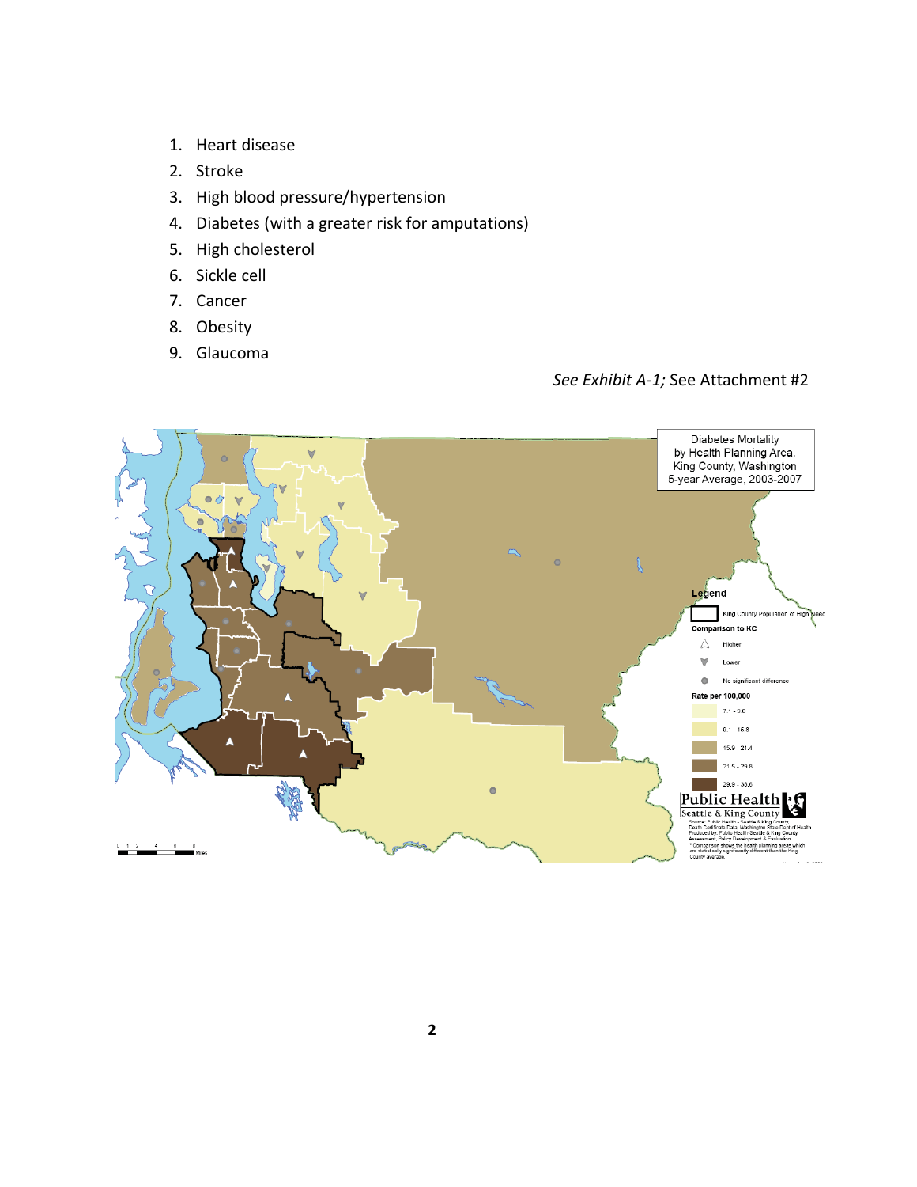1. Heart disease
2. Stroke
3. High blood pressure/hypertension
4. Diabetes (with a greater risk for amputations)
5. High cholesterol
6. Sickle cell
7. Cancer
8. Obesity
9. Glaucoma

*See Exhibit A-1;* See Attachment #2

Diabetes Mortality by Health Planning Area, King County, Washington 5-year Average, 2003-2007

Legend

King County Population of High Need

Comparison to KC

Higher

Lower

No significant difference

Rate per 100,000

7.1 - 9.0

9.1 - 15.8

15.9 - 21.4

21.5 - 29.8

29.9 - 38.6

Public Health Seattle & King County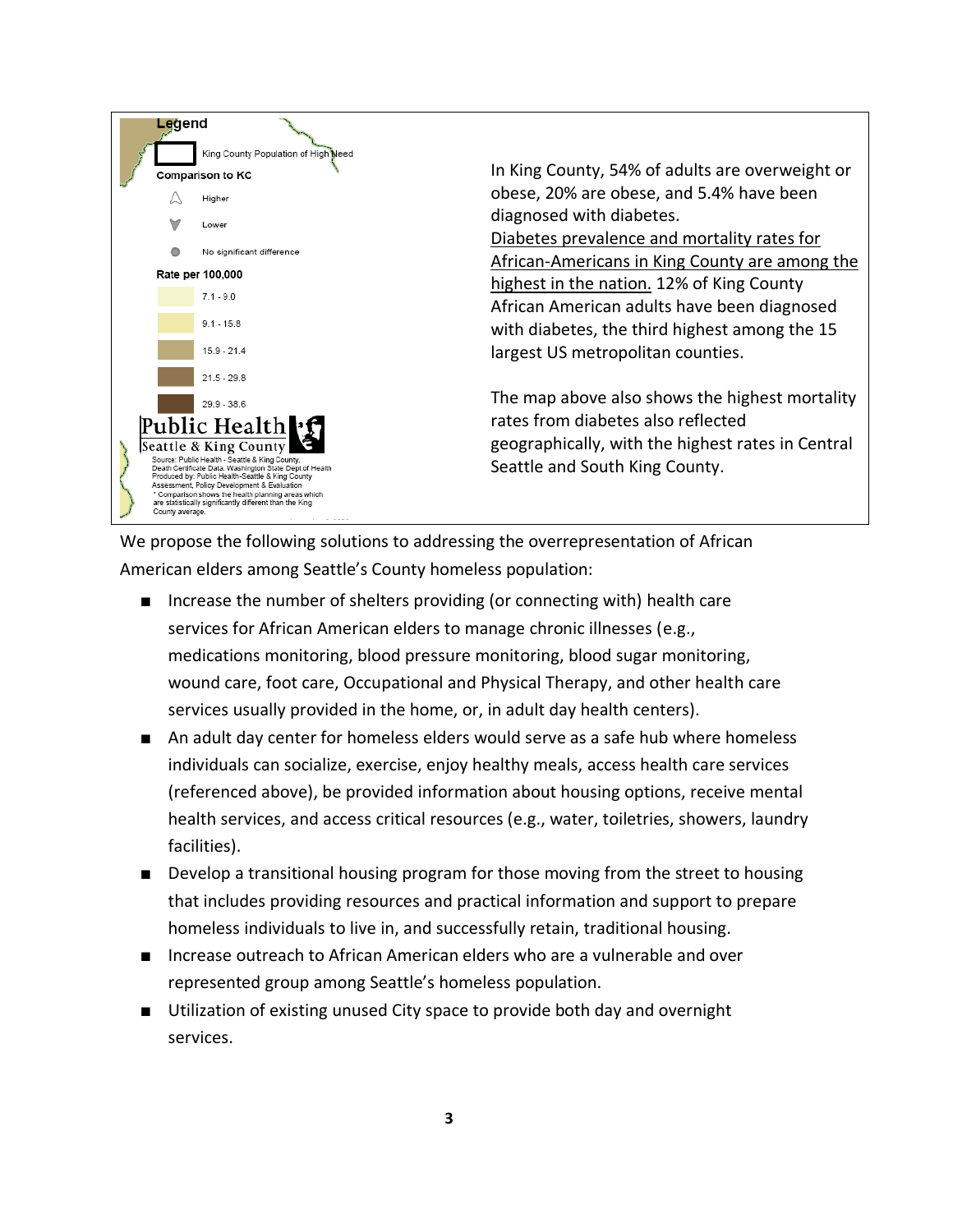**Legend**

King County Population of High Need

**Comparison to KC**

Higher

Lower

No significant difference

**Rate per 100,000**

7.1 - 9.0

9.1 - 15.8

15.9 - 21.4

21.5 - 29.8

29.9 - 38.6

Public Health
Seattle & King County

Source: Public Health - Seattle & King County, Death Certificate Data, Washington State Dept of Health
Produced by: Public Health-Seattle & King County Assessment, Policy Development & Evaluation
* Comparison shows the health planning areas which are statistically significantly different than the King County average.

In King County, 54% of adults are overweight or obese, 20% are obese, and 5.4% have been diagnosed with diabetes. <u>Diabetes prevalence and mortality rates for African-Americans in King County are among the highest in the nation.</u> 12% of King County African American adults have been diagnosed with diabetes, the third highest among the 15 largest US metropolitan counties.

The map above also shows the highest mortality rates from diabetes also reflected geographically, with the highest rates in Central Seattle and South King County.

We propose the following solutions to addressing the overrepresentation of African American elders among Seattle's County homeless population:

- Increase the number of shelters providing (or connecting with) health care services for African American elders to manage chronic illnesses (e.g., medications monitoring, blood pressure monitoring, blood sugar monitoring, wound care, foot care, Occupational and Physical Therapy, and other health care services usually provided in the home, or, in adult day health centers).
- An adult day center for homeless elders would serve as a safe hub where homeless individuals can socialize, exercise, enjoy healthy meals, access health care services (referenced above), be provided information about housing options, receive mental health services, and access critical resources (e.g., water, toiletries, showers, laundry facilities).
- Develop a transitional housing program for those moving from the street to housing that includes providing resources and practical information and support to prepare homeless individuals to live in, and successfully retain, traditional housing.
- Increase outreach to African American elders who are a vulnerable and over represented group among Seattle's homeless population.
- Utilization of existing unused City space to provide both day and overnight services.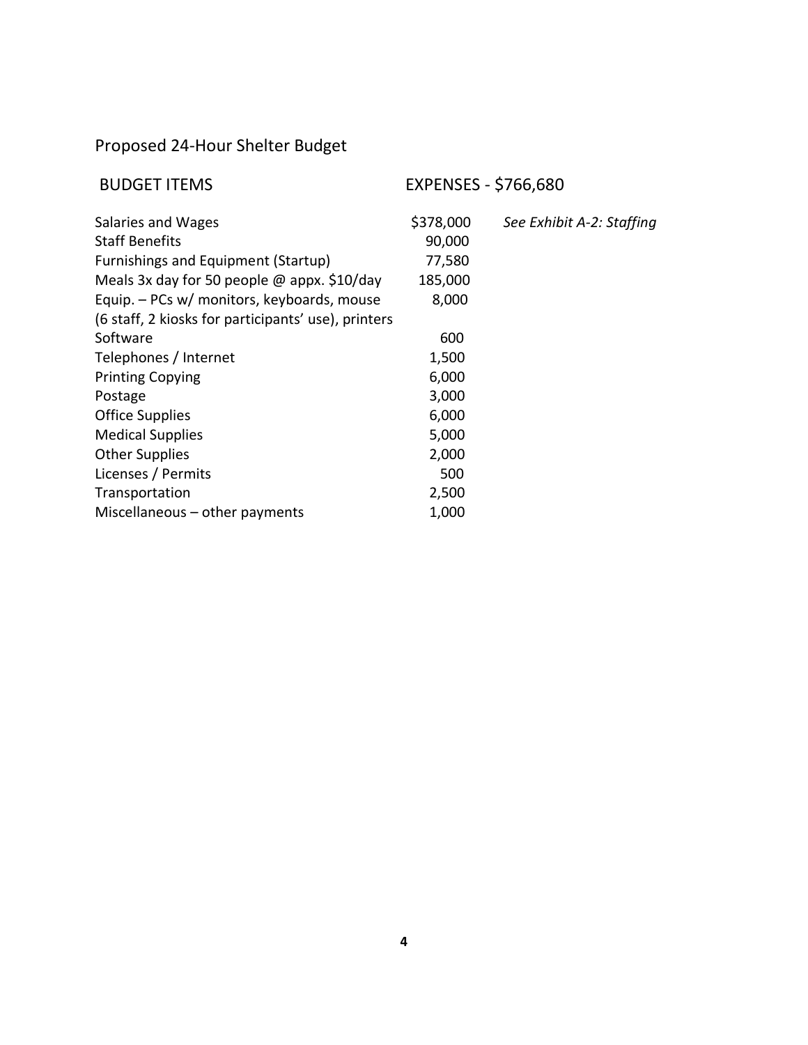## Proposed 24-Hour Shelter Budget

| BUDGET ITEMS | EXPENSES - $766,680 | |
|---|---|---|
| Salaries and Wages | $378,000 | *See Exhibit A-2: Staffing* |
| Staff Benefits | 90,000 | |
| Furnishings and Equipment (Startup) | 77,580 | |
| Meals 3x day for 50 people @ appx. $10/day | 185,000 | |
| Equip. – PCs w/ monitors, keyboards, mouse (6 staff, 2 kiosks for participants' use), printers | 8,000 | |
| Software | 600 | |
| Telephones / Internet | 1,500 | |
| Printing Copying | 6,000 | |
| Postage | 3,000 | |
| Office Supplies | 6,000 | |
| Medical Supplies | 5,000 | |
| Other Supplies | 2,000 | |
| Licenses / Permits | 500 | |
| Transportation | 2,500 | |
| Miscellaneous – other payments | 1,000 | |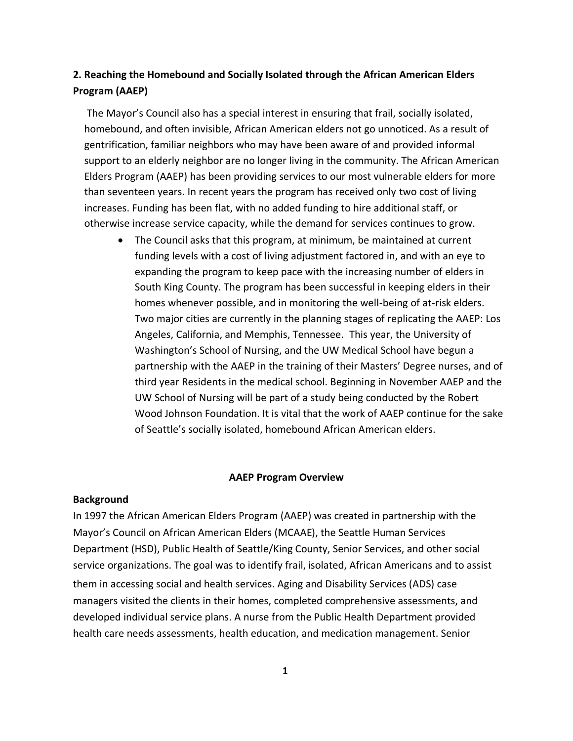**2. Reaching the Homebound and Socially Isolated through the African American Elders Program (AAEP)**

The Mayor's Council also has a special interest in ensuring that frail, socially isolated, homebound, and often invisible, African American elders not go unnoticed. As a result of gentrification, familiar neighbors who may have been aware of and provided informal support to an elderly neighbor are no longer living in the community. The African American Elders Program (AAEP) has been providing services to our most vulnerable elders for more than seventeen years. In recent years the program has received only two cost of living increases. Funding has been flat, with no added funding to hire additional staff, or otherwise increase service capacity, while the demand for services continues to grow.

- The Council asks that this program, at minimum, be maintained at current funding levels with a cost of living adjustment factored in, and with an eye to expanding the program to keep pace with the increasing number of elders in South King County. The program has been successful in keeping elders in their homes whenever possible, and in monitoring the well-being of at-risk elders. Two major cities are currently in the planning stages of replicating the AAEP: Los Angeles, California, and Memphis, Tennessee. This year, the University of Washington's School of Nursing, and the UW Medical School have begun a partnership with the AAEP in the training of their Masters' Degree nurses, and of third year Residents in the medical school. Beginning in November AAEP and the UW School of Nursing will be part of a study being conducted by the Robert Wood Johnson Foundation. It is vital that the work of AAEP continue for the sake of Seattle's socially isolated, homebound African American elders.

**AAEP Program Overview**

**Background**

In 1997 the African American Elders Program (AAEP) was created in partnership with the Mayor's Council on African American Elders (MCAAE), the Seattle Human Services Department (HSD), Public Health of Seattle/King County, Senior Services, and other social service organizations. The goal was to identify frail, isolated, African Americans and to assist them in accessing social and health services. Aging and Disability Services (ADS) case managers visited the clients in their homes, completed comprehensive assessments, and developed individual service plans. A nurse from the Public Health Department provided health care needs assessments, health education, and medication management. Senior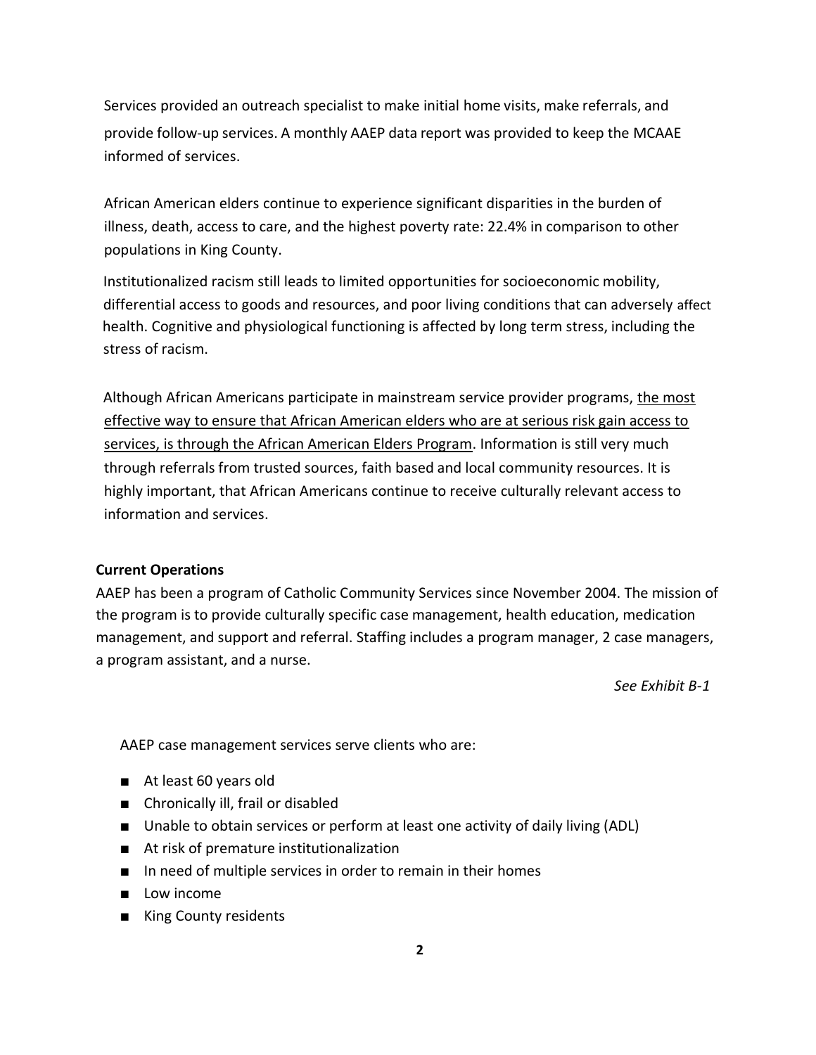Services provided an outreach specialist to make initial home visits, make referrals, and provide follow-up services. A monthly AAEP data report was provided to keep the MCAAE informed of services.

African American elders continue to experience significant disparities in the burden of illness, death, access to care, and the highest poverty rate: 22.4% in comparison to other populations in King County.

Institutionalized racism still leads to limited opportunities for socioeconomic mobility, differential access to goods and resources, and poor living conditions that can adversely affect health. Cognitive and physiological functioning is affected by long term stress, including the stress of racism.

Although African Americans participate in mainstream service provider programs, <u>the most effective way to ensure that African American elders who are at serious risk gain access to services, is through the African American Elders Program</u>. Information is still very much through referrals from trusted sources, faith based and local community resources. It is highly important, that African Americans continue to receive culturally relevant access to information and services.

**Current Operations**

AAEP has been a program of Catholic Community Services since November 2004. The mission of the program is to provide culturally specific case management, health education, medication management, and support and referral. Staffing includes a program manager, 2 case managers, a program assistant, and a nurse.

*See Exhibit B-1*

AAEP case management services serve clients who are:

- At least 60 years old
- Chronically ill, frail or disabled
- Unable to obtain services or perform at least one activity of daily living (ADL)
- At risk of premature institutionalization
- In need of multiple services in order to remain in their homes
- Low income
- King County residents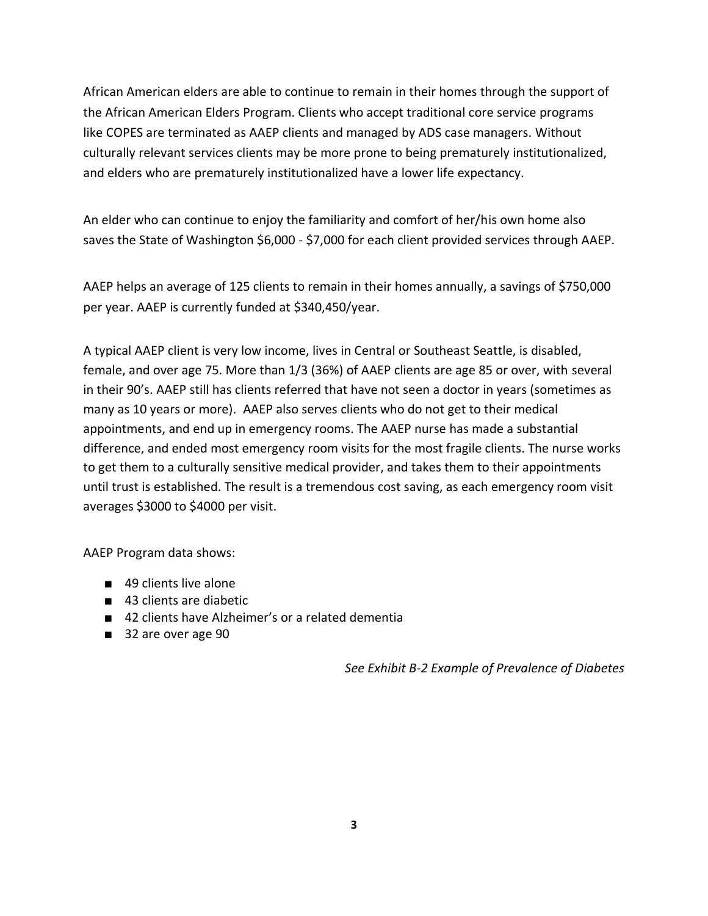African American elders are able to continue to remain in their homes through the support of the African American Elders Program. Clients who accept traditional core service programs like COPES are terminated as AAEP clients and managed by ADS case managers. Without culturally relevant services clients may be more prone to being prematurely institutionalized, and elders who are prematurely institutionalized have a lower life expectancy.

An elder who can continue to enjoy the familiarity and comfort of her/his own home also saves the State of Washington $6,000 - $7,000 for each client provided services through AAEP.

AAEP helps an average of 125 clients to remain in their homes annually, a savings of $750,000 per year. AAEP is currently funded at $340,450/year.

A typical AAEP client is very low income, lives in Central or Southeast Seattle, is disabled, female, and over age 75. More than 1/3 (36%) of AAEP clients are age 85 or over, with several in their 90's. AAEP still has clients referred that have not seen a doctor in years (sometimes as many as 10 years or more). AAEP also serves clients who do not get to their medical appointments, and end up in emergency rooms. The AAEP nurse has made a substantial difference, and ended most emergency room visits for the most fragile clients. The nurse works to get them to a culturally sensitive medical provider, and takes them to their appointments until trust is established. The result is a tremendous cost saving, as each emergency room visit averages $3000 to $4000 per visit.

AAEP Program data shows:

- 49 clients live alone
- 43 clients are diabetic
- 42 clients have Alzheimer's or a related dementia
- 32 are over age 90

*See Exhibit B-2 Example of Prevalence of Diabetes*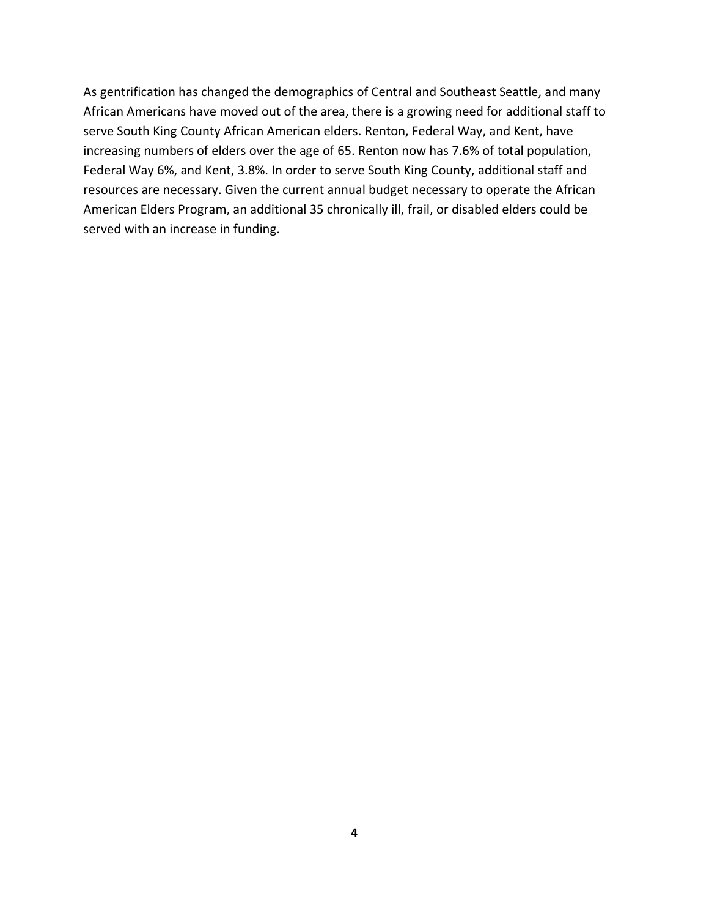As gentrification has changed the demographics of Central and Southeast Seattle, and many African Americans have moved out of the area, there is a growing need for additional staff to serve South King County African American elders. Renton, Federal Way, and Kent, have increasing numbers of elders over the age of 65. Renton now has 7.6% of total population, Federal Way 6%, and Kent, 3.8%. In order to serve South King County, additional staff and resources are necessary. Given the current annual budget necessary to operate the African American Elders Program, an additional 35 chronically ill, frail, or disabled elders could be served with an increase in funding.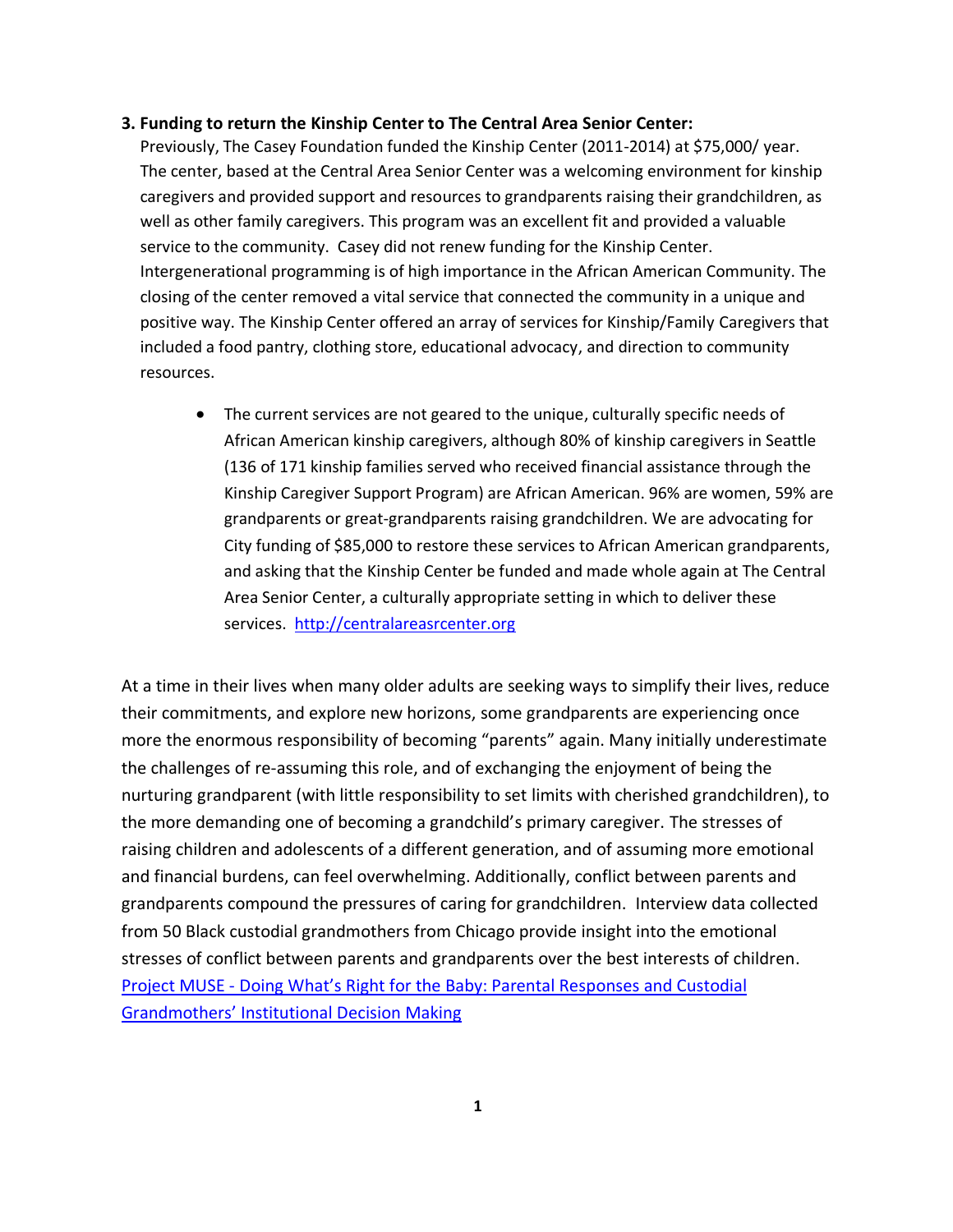**3. Funding to return the Kinship Center to The Central Area Senior Center:**

Previously, The Casey Foundation funded the Kinship Center (2011-2014) at $75,000/ year. The center, based at the Central Area Senior Center was a welcoming environment for kinship caregivers and provided support and resources to grandparents raising their grandchildren, as well as other family caregivers. This program was an excellent fit and provided a valuable service to the community. Casey did not renew funding for the Kinship Center. Intergenerational programming is of high importance in the African American Community. The closing of the center removed a vital service that connected the community in a unique and positive way. The Kinship Center offered an array of services for Kinship/Family Caregivers that included a food pantry, clothing store, educational advocacy, and direction to community resources.

- The current services are not geared to the unique, culturally specific needs of African American kinship caregivers, although 80% of kinship caregivers in Seattle (136 of 171 kinship families served who received financial assistance through the Kinship Caregiver Support Program) are African American. 96% are women, 59% are grandparents or great-grandparents raising grandchildren. We are advocating for City funding of $85,000 to restore these services to African American grandparents, and asking that the Kinship Center be funded and made whole again at The Central Area Senior Center, a culturally appropriate setting in which to deliver these services. [http://centralareasrcenter.org](http://centralareasrcenter.org)

At a time in their lives when many older adults are seeking ways to simplify their lives, reduce their commitments, and explore new horizons, some grandparents are experiencing once more the enormous responsibility of becoming "parents" again. Many initially underestimate the challenges of re-assuming this role, and of exchanging the enjoyment of being the nurturing grandparent (with little responsibility to set limits with cherished grandchildren), to the more demanding one of becoming a grandchild's primary caregiver. The stresses of raising children and adolescents of a different generation, and of assuming more emotional and financial burdens, can feel overwhelming. Additionally, conflict between parents and grandparents compound the pressures of caring for grandchildren. Interview data collected from 50 Black custodial grandmothers from Chicago provide insight into the emotional stresses of conflict between parents and grandparents over the best interests of children. Project MUSE - Doing What's Right for the Baby: Parental Responses and Custodial Grandmothers' Institutional Decision Making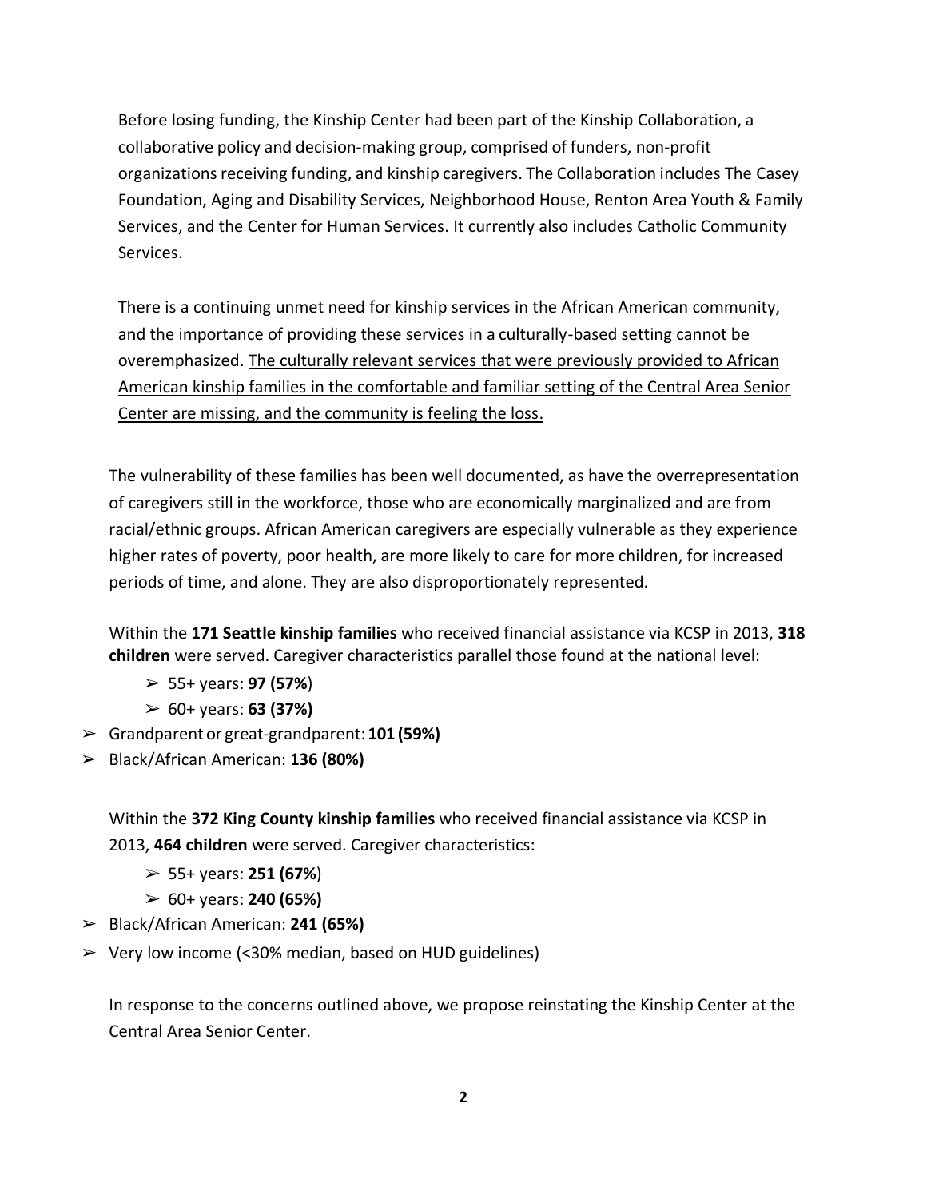Before losing funding, the Kinship Center had been part of the Kinship Collaboration, a collaborative policy and decision-making group, comprised of funders, non-profit organizations receiving funding, and kinship caregivers. The Collaboration includes The Casey Foundation, Aging and Disability Services, Neighborhood House, Renton Area Youth & Family Services, and the Center for Human Services. It currently also includes Catholic Community Services.

There is a continuing unmet need for kinship services in the African American community, and the importance of providing these services in a culturally-based setting cannot be overemphasized. <u>The culturally relevant services that were previously provided to African American kinship families in the comfortable and familiar setting of the Central Area Senior Center are missing, and the community is feeling the loss.</u>

The vulnerability of these families has been well documented, as have the overrepresentation of caregivers still in the workforce, those who are economically marginalized and are from racial/ethnic groups. African American caregivers are especially vulnerable as they experience higher rates of poverty, poor health, are more likely to care for more children, for increased periods of time, and alone. They are also disproportionately represented.

Within the **171 Seattle kinship families** who received financial assistance via KCSP in 2013, **318 children** were served. Caregiver characteristics parallel those found at the national level:

- 55+ years: **97 (57%**)
- 60+ years: **63 (37%)**
- Grandparent or great-grandparent: **101 (59%)**
- Black/African American: **136 (80%)**

Within the **372 King County kinship families** who received financial assistance via KCSP in 2013, **464 children** were served. Caregiver characteristics:

- 55+ years: **251 (67%**)
- 60+ years: **240 (65%)**
- Black/African American: **241 (65%)**
- Very low income (<30% median, based on HUD guidelines)

In response to the concerns outlined above, we propose reinstating the Kinship Center at the Central Area Senior Center.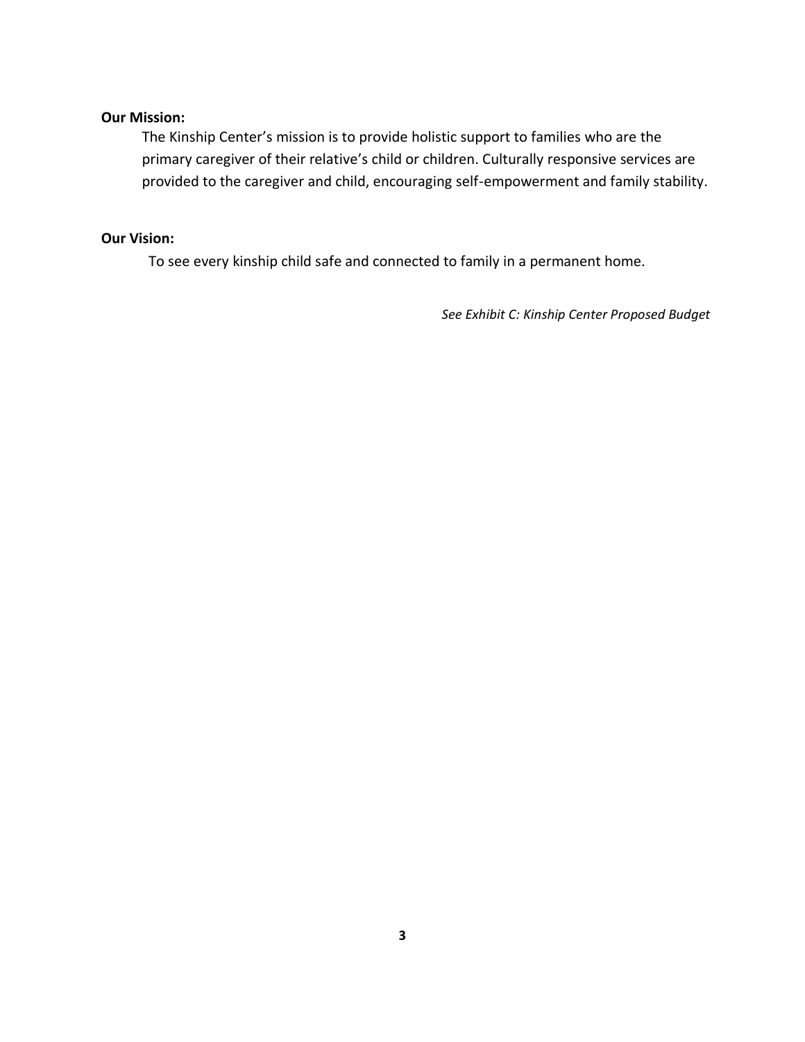**Our Mission:**

The Kinship Center's mission is to provide holistic support to families who are the primary caregiver of their relative's child or children. Culturally responsive services are provided to the caregiver and child, encouraging self-empowerment and family stability.

**Our Vision:**

To see every kinship child safe and connected to family in a permanent home.

*See Exhibit C: Kinship Center Proposed Budget*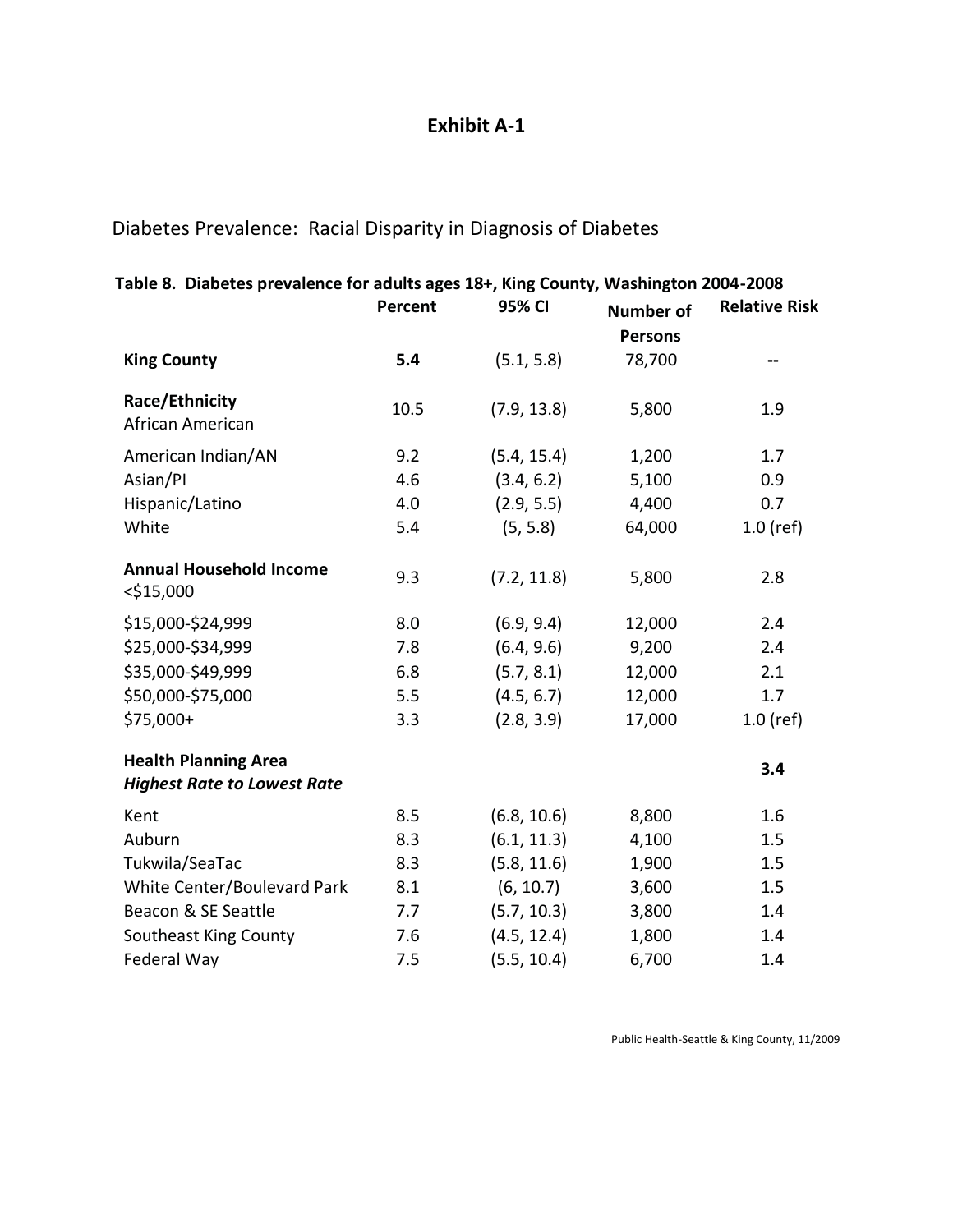# Exhibit A-1

Diabetes Prevalence: Racial Disparity in Diagnosis of Diabetes

**Table 8. Diabetes prevalence for adults ages 18+, King County, Washington 2004-2008**

| | Percent | 95% CI | Number of Persons | Relative Risk |
|---|---|---|---|---|
| **King County** | **5.4** | (5.1, 5.8) | 78,700 | -- |
| **Race/Ethnicity** | | | | |
| African American | 10.5 | (7.9, 13.8) | 5,800 | 1.9 |
| American Indian/AN | 9.2 | (5.4, 15.4) | 1,200 | 1.7 |
| Asian/PI | 4.6 | (3.4, 6.2) | 5,100 | 0.9 |
| Hispanic/Latino | 4.0 | (2.9, 5.5) | 4,400 | 0.7 |
| White | 5.4 | (5, 5.8) | 64,000 | 1.0 (ref) |
| **Annual Household Income** | | | | |
| <$15,000 | 9.3 | (7.2, 11.8) | 5,800 | 2.8 |
| $15,000-$24,999 | 8.0 | (6.9, 9.4) | 12,000 | 2.4 |
| $25,000-$34,999 | 7.8 | (6.4, 9.6) | 9,200 | 2.4 |
| $35,000-$49,999 | 6.8 | (5.7, 8.1) | 12,000 | 2.1 |
| $50,000-$75,000 | 5.5 | (4.5, 6.7) | 12,000 | 1.7 |
| $75,000+ | 3.3 | (2.8, 3.9) | 17,000 | 1.0 (ref) |
| **Health Planning Area** ***Highest Rate to Lowest Rate*** | | | | **3.4** |
| Kent | 8.5 | (6.8, 10.6) | 8,800 | 1.6 |
| Auburn | 8.3 | (6.1, 11.3) | 4,100 | 1.5 |
| Tukwila/SeaTac | 8.3 | (5.8, 11.6) | 1,900 | 1.5 |
| White Center/Boulevard Park | 8.1 | (6, 10.7) | 3,600 | 1.5 |
| Beacon & SE Seattle | 7.7 | (5.7, 10.3) | 3,800 | 1.4 |
| Southeast King County | 7.6 | (4.5, 12.4) | 1,800 | 1.4 |
| Federal Way | 7.5 | (5.5, 10.4) | 6,700 | 1.4 |

Public Health-Seattle & King County, 11/2009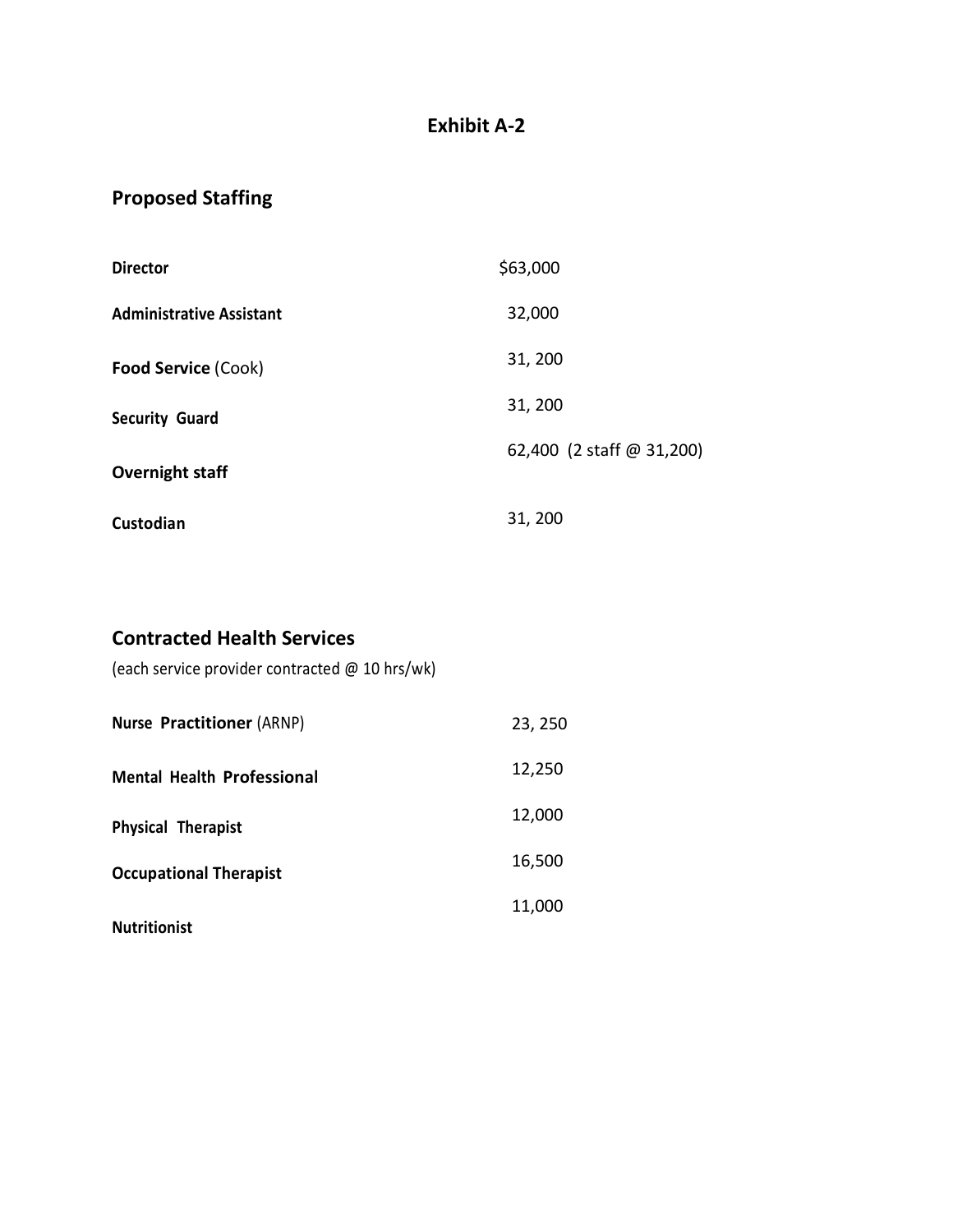# Exhibit A-2

## Proposed Staffing

| | |
|---|---|
| **Director** | $63,000 |
| **Administrative Assistant** | 32,000 |
| **Food Service** (Cook) | 31, 200 |
| **Security Guard** | 31, 200 |
| **Overnight staff** | 62,400 (2 staff @ 31,200) |
| **Custodian** | 31, 200 |

## Contracted Health Services

(each service provider contracted @ 10 hrs/wk)

| | |
|---|---|
| **Nurse Practitioner** (ARNP) | 23, 250 |
| **Mental Health Professional** | 12,250 |
| **Physical Therapist** | 12,000 |
| **Occupational Therapist** | 16,500 |
| **Nutritionist** | 11,000 |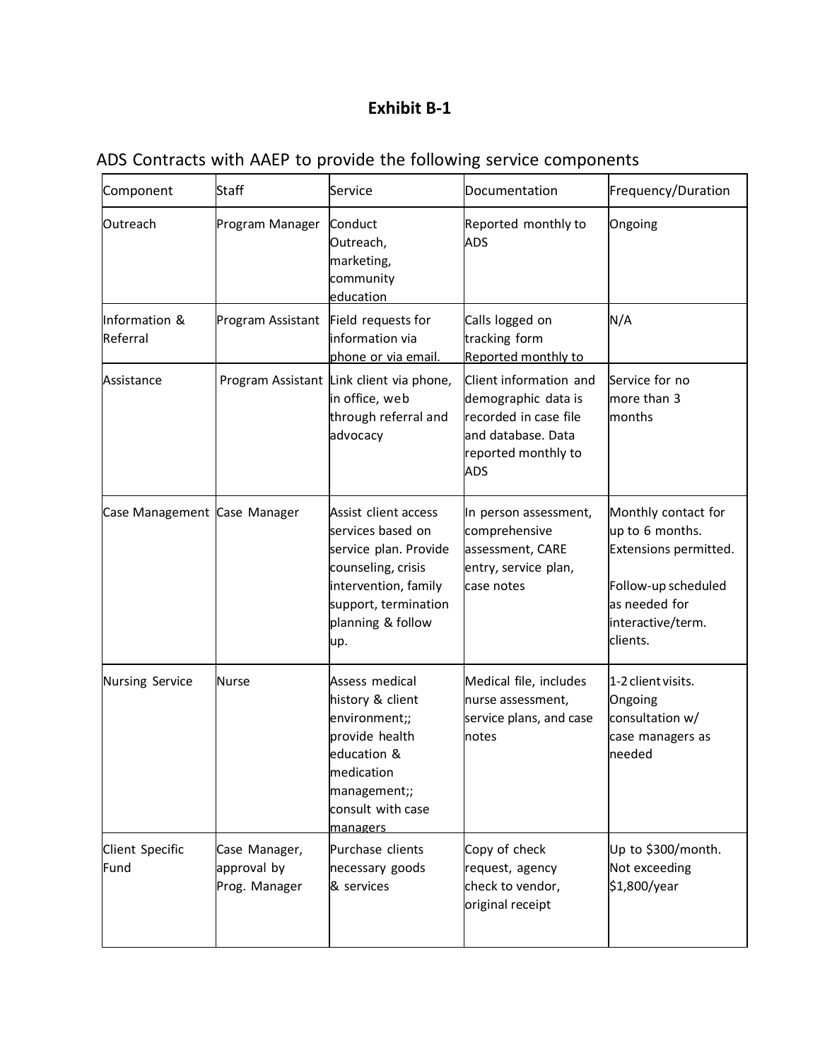# Exhibit B-1

ADS Contracts with AAEP to provide the following service components

| Component | Staff | Service | Documentation | Frequency/Duration |
| --- | --- | --- | --- | --- |
| Outreach | Program Manager | Conduct Outreach, marketing, community education | Reported monthly to ADS | Ongoing |
| Information & Referral | Program Assistant | Field requests for information via phone or via email. | Calls logged on tracking form Reported monthly to | N/A |
| Assistance | Program Assistant | Link client via phone, in office, web through referral and advocacy | Client information and demographic data is recorded in case file and database. Data reported monthly to ADS | Service for no more than 3 months |
| Case Management | Case Manager | Assist client access services based on service plan. Provide counseling, crisis intervention, family support, termination planning & follow up. | In person assessment, comprehensive assessment, CARE entry, service plan, case notes | Monthly contact for up to 6 months. Extensions permitted.<br><br>Follow-up scheduled as needed for interactive/term. clients. |
| Nursing Service | Nurse | Assess medical history & client environment;; provide health education & medication management;; consult with case managers | Medical file, includes nurse assessment, service plans, and case notes | 1-2 client visits. Ongoing consultation w/ case managers as needed |
| Client Specific Fund | Case Manager, approval by Prog. Manager | Purchase clients necessary goods & services | Copy of check request, agency check to vendor, original receipt | Up to $300/month. Not exceeding $1,800/year |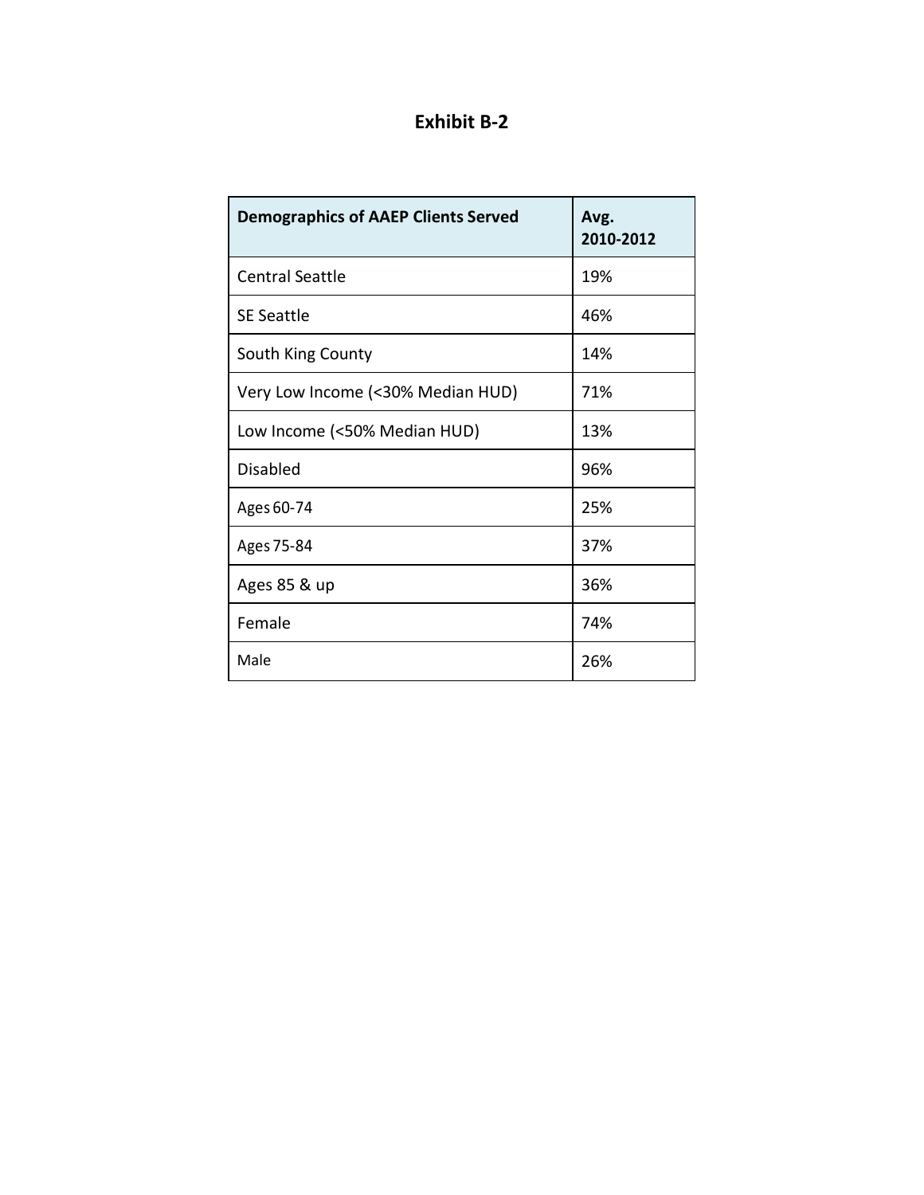# Exhibit B-2

| Demographics of AAEP Clients Served | Avg. 2010-2012 |
| --- | --- |
| Central Seattle | 19% |
| SE Seattle | 46% |
| South King County | 14% |
| Very Low Income (<30% Median HUD) | 71% |
| Low Income (<50% Median HUD) | 13% |
| Disabled | 96% |
| Ages 60-74 | 25% |
| Ages 75-84 | 37% |
| Ages 85 & up | 36% |
| Female | 74% |
| Male | 26% |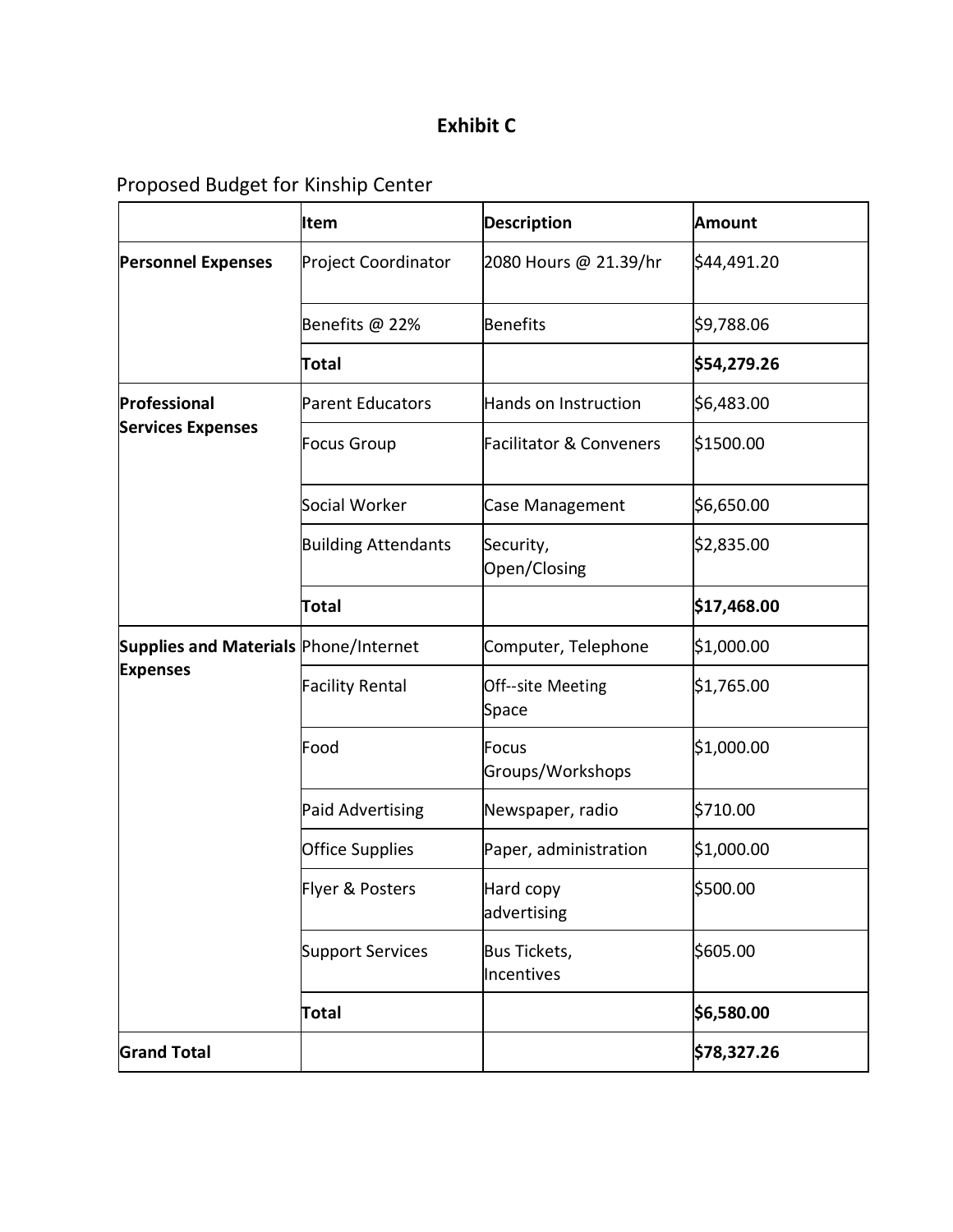## Exhibit C

Proposed Budget for Kinship Center

| | Item | Description | Amount |
|---|---|---|---|
| **Personnel Expenses** | Project Coordinator | 2080 Hours @ 21.39/hr | $44,491.20 |
| | Benefits @ 22% | Benefits | $9,788.06 |
| | **Total** | | **$54,279.26** |
| **Professional Services Expenses** | Parent Educators | Hands on Instruction | $6,483.00 |
| | Focus Group | Facilitator & Conveners | $1500.00 |
| | Social Worker | Case Management | $6,650.00 |
| | Building Attendants | Security, Open/Closing | $2,835.00 |
| | **Total** | | **$17,468.00** |
| **Supplies and Materials Expenses** | Phone/Internet | Computer, Telephone | $1,000.00 |
| | Facility Rental | Off--site Meeting Space | $1,765.00 |
| | Food | Focus Groups/Workshops | $1,000.00 |
| | Paid Advertising | Newspaper, radio | $710.00 |
| | Office Supplies | Paper, administration | $1,000.00 |
| | Flyer & Posters | Hard copy advertising | $500.00 |
| | Support Services | Bus Tickets, Incentives | $605.00 |
| | **Total** | | **$6,580.00** |
| **Grand Total** | | | **$78,327.26** |